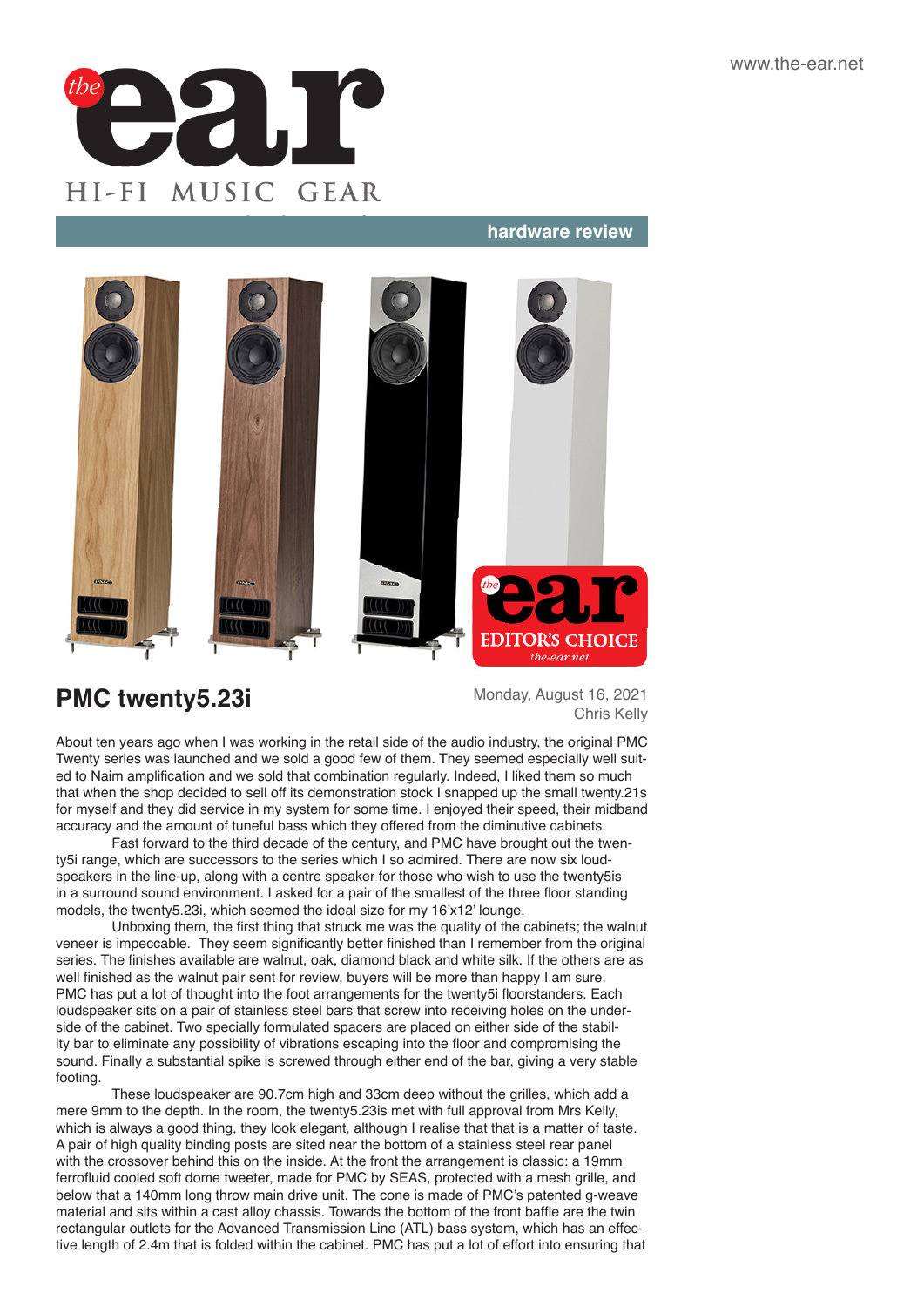hardware review

# PMC twenty5.23i

Monday, August 16, 2021
Chris Kelly

About ten years ago when I was working in the retail side of the audio industry, the original PMC Twenty series was launched and we sold a good few of them. They seemed especially well suited to Naim amplification and we sold that combination regularly. Indeed, I liked them so much that when the shop decided to sell off its demonstration stock I snapped up the small twenty.21s for myself and they did service in my system for some time. I enjoyed their speed, their midband accuracy and the amount of tuneful bass which they offered from the diminutive cabinets.

Fast forward to the third decade of the century, and PMC have brought out the twenty5i range, which are successors to the series which I so admired. There are now six loudspeakers in the line-up, along with a centre speaker for those who wish to use the twenty5is in a surround sound environment. I asked for a pair of the smallest of the three floor standing models, the twenty5.23i, which seemed the ideal size for my 16'x12' lounge.

Unboxing them, the first thing that struck me was the quality of the cabinets; the walnut veneer is impeccable. They seem significantly better finished than I remember from the original series. The finishes available are walnut, oak, diamond black and white silk. If the others are as well finished as the walnut pair sent for review, buyers will be more than happy I am sure. PMC has put a lot of thought into the foot arrangements for the twenty5i floorstanders. Each loudspeaker sits on a pair of stainless steel bars that screw into receiving holes on the underside of the cabinet. Two specially formulated spacers are placed on either side of the stability bar to eliminate any possibility of vibrations escaping into the floor and compromising the sound. Finally a substantial spike is screwed through either end of the bar, giving a very stable footing.

These loudspeaker are 90.7cm high and 33cm deep without the grilles, which add a mere 9mm to the depth. In the room, the twenty5.23is met with full approval from Mrs Kelly, which is always a good thing, they look elegant, although I realise that that is a matter of taste. A pair of high quality binding posts are sited near the bottom of a stainless steel rear panel with the crossover behind this on the inside. At the front the arrangement is classic: a 19mm ferrofluid cooled soft dome tweeter, made for PMC by SEAS, protected with a mesh grille, and below that a 140mm long throw main drive unit. The cone is made of PMC's patented g-weave material and sits within a cast alloy chassis. Towards the bottom of the front baffle are the twin rectangular outlets for the Advanced Transmission Line (ATL) bass system, which has an effective length of 2.4m that is folded within the cabinet. PMC has put a lot of effort into ensuring that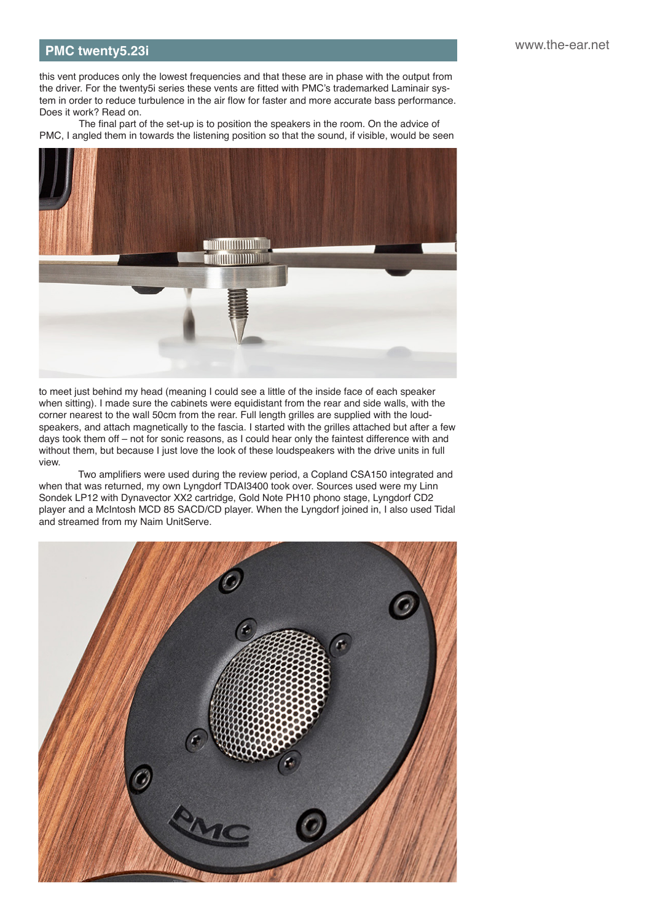this vent produces only the lowest frequencies and that these are in phase with the output from the driver. For the twenty5i series these vents are fitted with PMC's trademarked Laminair system in order to reduce turbulence in the air flow for faster and more accurate bass performance. Does it work? Read on.

The final part of the set-up is to position the speakers in the room. On the advice of PMC, I angled them in towards the listening position so that the sound, if visible, would be seen to meet just behind my head (meaning I could see a little of the inside face of each speaker when sitting). I made sure the cabinets were equidistant from the rear and side walls, with the corner nearest to the wall 50cm from the rear. Full length grilles are supplied with the loudspeakers, and attach magnetically to the fascia. I started with the grilles attached but after a few days took them off – not for sonic reasons, as I could hear only the faintest difference with and without them, but because I just love the look of these loudspeakers with the drive units in full view.

Two amplifiers were used during the review period, a Copland CSA150 integrated and when that was returned, my own Lyngdorf TDAI3400 took over. Sources used were my Linn Sondek LP12 with Dynavector XX2 cartridge, Gold Note PH10 phono stage, Lyngdorf CD2 player and a McIntosh MCD 85 SACD/CD player. When the Lyngdorf joined in, I also used Tidal and streamed from my Naim UnitServe.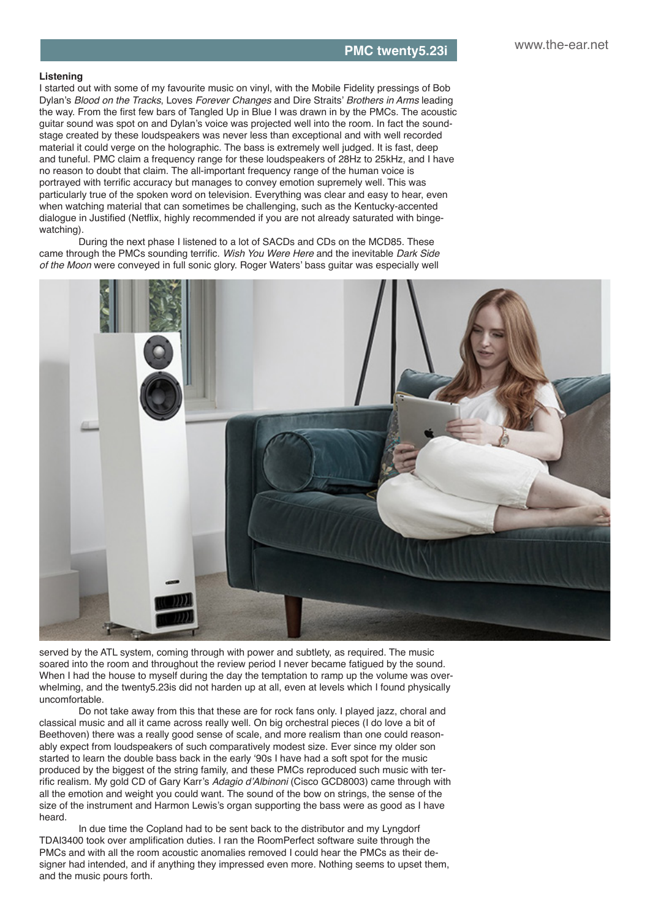### Listening

I started out with some of my favourite music on vinyl, with the Mobile Fidelity pressings of Bob Dylan's *Blood on the Tracks*, Loves *Forever Changes* and Dire Straits' *Brothers in Arms* leading the way. From the first few bars of Tangled Up in Blue I was drawn in by the PMCs. The acoustic guitar sound was spot on and Dylan's voice was projected well into the room. In fact the soundstage created by these loudspeakers was never less than exceptional and with well recorded material it could verge on the holographic. The bass is extremely well judged. It is fast, deep and tuneful. PMC claim a frequency range for these loudspeakers of 28Hz to 25kHz, and I have no reason to doubt that claim. The all-important frequency range of the human voice is portrayed with terrific accuracy but manages to convey emotion supremely well. This was particularly true of the spoken word on television. Everything was clear and easy to hear, even when watching material that can sometimes be challenging, such as the Kentucky-accented dialogue in Justified (Netflix, highly recommended if you are not already saturated with binge-watching).

During the next phase I listened to a lot of SACDs and CDs on the MCD85. These came through the PMCs sounding terrific. *Wish You Were Here* and the inevitable *Dark Side of the Moon* were conveyed in full sonic glory. Roger Waters' bass guitar was especially well served by the ATL system, coming through with power and subtlety, as required. The music soared into the room and throughout the review period I never became fatigued by the sound. When I had the house to myself during the day the temptation to ramp up the volume was overwhelming, and the twenty5.23is did not harden up at all, even at levels which I found physically uncomfortable.

Do not take away from this that these are for rock fans only. I played jazz, choral and classical music and all it came across really well. On big orchestral pieces (I do love a bit of Beethoven) there was a really good sense of scale, and more realism than one could reasonably expect from loudspeakers of such comparatively modest size. Ever since my older son started to learn the double bass back in the early '90s I have had a soft spot for the music produced by the biggest of the string family, and these PMCs reproduced such music with terrific realism. My gold CD of Gary Karr's *Adagio d'Albinoni* (Cisco GCD8003) came through with all the emotion and weight you could want. The sound of the bow on strings, the sense of the size of the instrument and Harmon Lewis's organ supporting the bass were as good as I have heard.

In due time the Copland had to be sent back to the distributor and my Lyngdorf TDAI3400 took over amplification duties. I ran the RoomPerfect software suite through the PMCs and with all the room acoustic anomalies removed I could hear the PMCs as their designer had intended, and if anything they impressed even more. Nothing seems to upset them, and the music pours forth.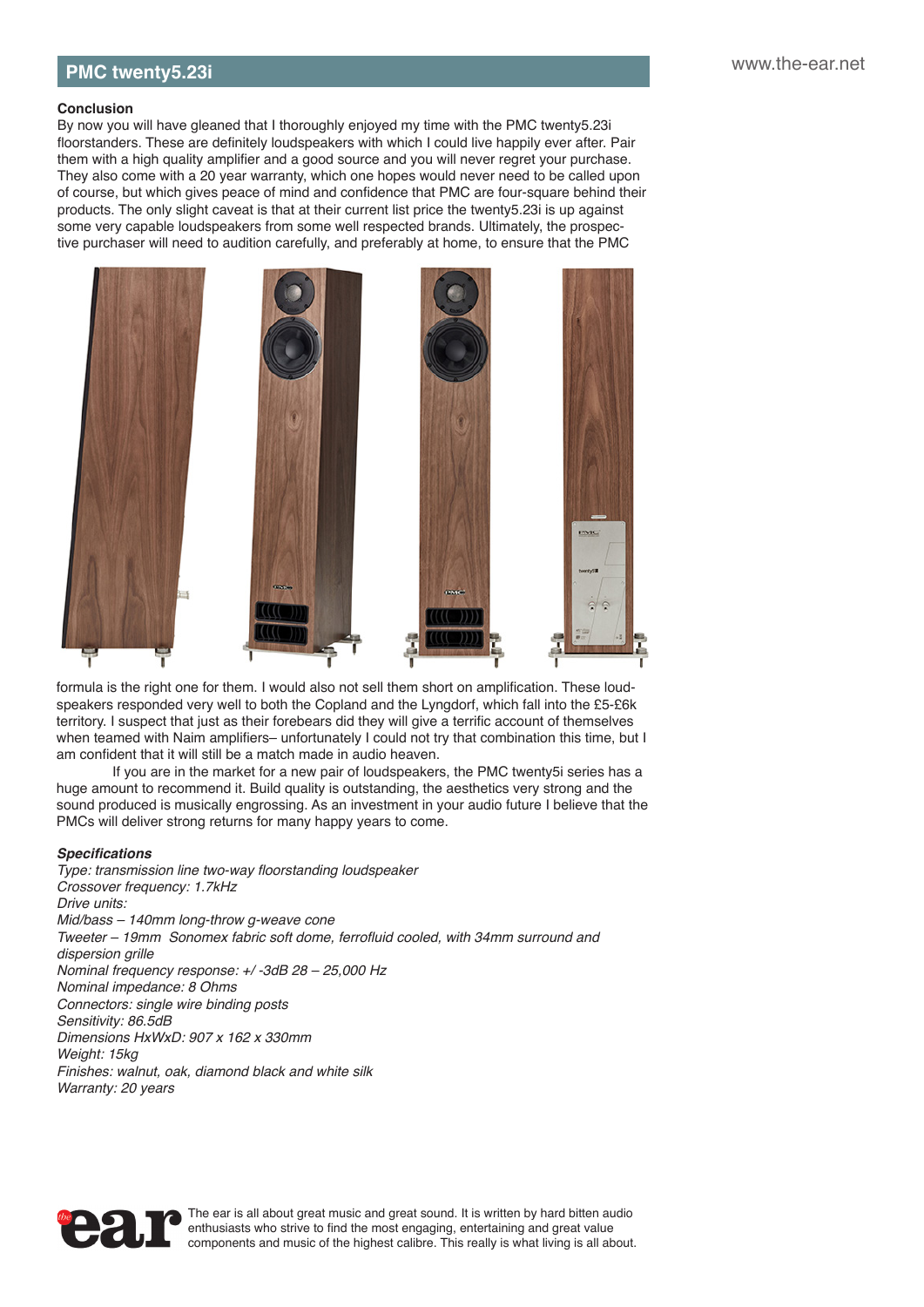## PMC twenty5.23i

### Conclusion

By now you will have gleaned that I thoroughly enjoyed my time with the PMC twenty5.23i floorstanders. These are definitely loudspeakers with which I could live happily ever after. Pair them with a high quality amplifier and a good source and you will never regret your purchase. They also come with a 20 year warranty, which one hopes would never need to be called upon of course, but which gives peace of mind and confidence that PMC are four-square behind their products. The only slight caveat is that at their current list price the twenty5.23i is up against some very capable loudspeakers from some well respected brands. Ultimately, the prospective purchaser will need to audition carefully, and preferably at home, to ensure that the PMC formula is the right one for them. I would also not sell them short on amplification. These loudspeakers responded very well to both the Copland and the Lyngdorf, which fall into the £5-£6k territory. I suspect that just as their forebears did they will give a terrific account of themselves when teamed with Naim amplifiers– unfortunately I could not try that combination this time, but I am confident that it will still be a match made in audio heaven.

If you are in the market for a new pair of loudspeakers, the PMC twenty5i series has a huge amount to recommend it. Build quality is outstanding, the aesthetics very strong and the sound produced is musically engrossing. As an investment in your audio future I believe that the PMCs will deliver strong returns for many happy years to come.

***Specifications***

*Type: transmission line two-way floorstanding loudspeaker*
*Crossover frequency: 1.7kHz*
*Drive units:*
*Mid/bass – 140mm long-throw g-weave cone*
*Tweeter – 19mm Sonomex fabric soft dome, ferrofluid cooled, with 34mm surround and dispersion grille*
*Nominal frequency response: +/ -3dB 28 – 25,000 Hz*
*Nominal impedance: 8 Ohms*
*Connectors: single wire binding posts*
*Sensitivity: 86.5dB*
*Dimensions HxWxD: 907 x 162 x 330mm*
*Weight: 15kg*
*Finishes: walnut, oak, diamond black and white silk*
*Warranty: 20 years*

The ear is all about great music and great sound. It is written by hard bitten audio enthusiasts who strive to find the most engaging, entertaining and great value components and music of the highest calibre. This really is what living is all about.